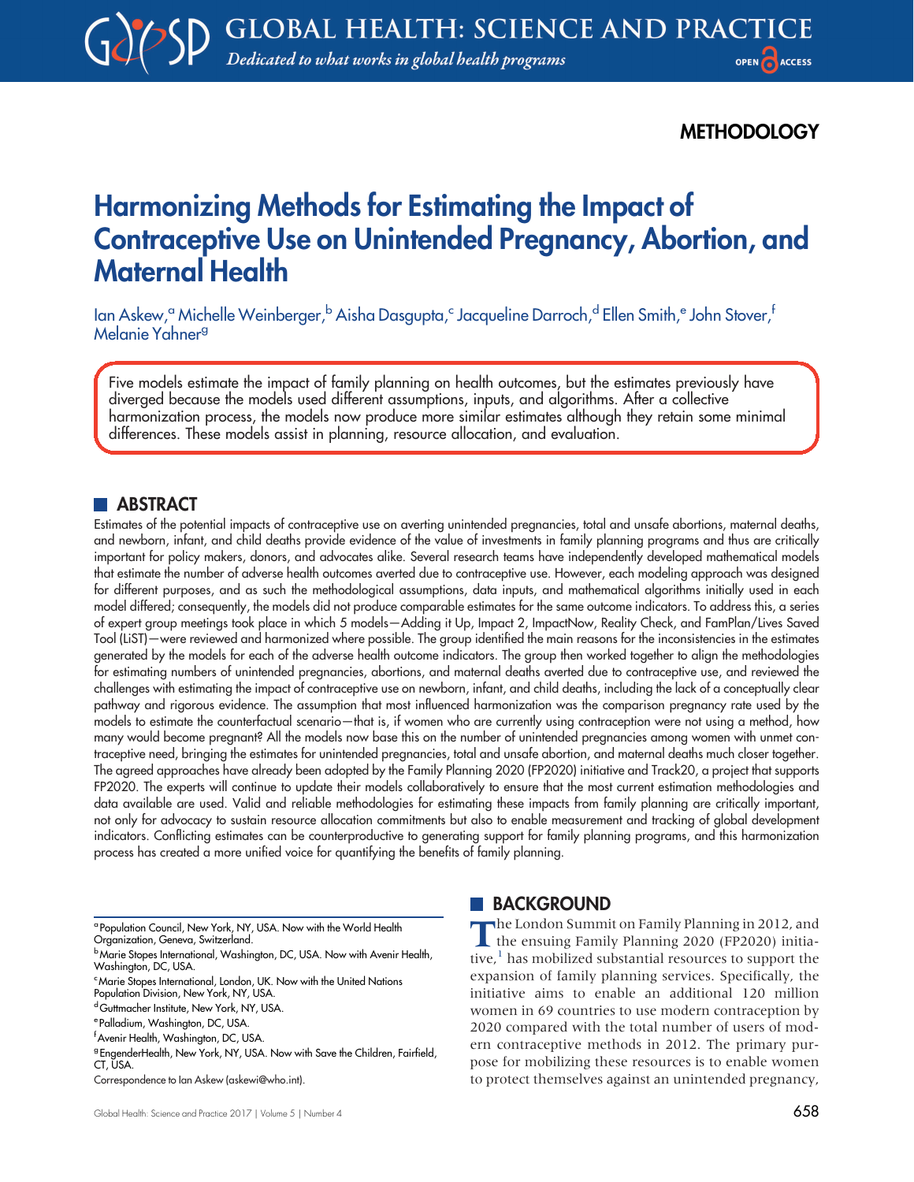METHODOLOGY

# Harmonizing Methods for Estimating the Impact of Contraceptive Use on Unintended Pregnancy, Abortion, and Maternal Health

Ian Askew,[a] Michelle Weinberger,[b] Aisha Dasgupta,[c] Jacqueline Darroch,[d] Ellen Smith,[e] John Stover,[f] Melanie Yahner[g]

Five models estimate the impact of family planning on health outcomes, but the estimates previously have diverged because the models used different assumptions, inputs, and algorithms. After a collective harmonization process, the models now produce more similar estimates although they retain some minimal differences. These models assist in planning, resource allocation, and evaluation.

## ABSTRACT

Estimates of the potential impacts of contraceptive use on averting unintended pregnancies, total and unsafe abortions, maternal deaths, and newborn, infant, and child deaths provide evidence of the value of investments in family planning programs and thus are critically important for policy makers, donors, and advocates alike. Several research teams have independently developed mathematical models that estimate the number of adverse health outcomes averted due to contraceptive use. However, each modeling approach was designed for different purposes, and as such the methodological assumptions, data inputs, and mathematical algorithms initially used in each model differed; consequently, the models did not produce comparable estimates for the same outcome indicators. To address this, a series of expert group meetings took place in which 5 models—Adding it Up, Impact 2, ImpactNow, Reality Check, and FamPlan/Lives Saved Tool (LiST)—were reviewed and harmonized where possible. The group identified the main reasons for the inconsistencies in the estimates generated by the models for each of the adverse health outcome indicators. The group then worked together to align the methodologies for estimating numbers of unintended pregnancies, abortions, and maternal deaths averted due to contraceptive use, and reviewed the challenges with estimating the impact of contraceptive use on newborn, infant, and child deaths, including the lack of a conceptually clear pathway and rigorous evidence. The assumption that most influenced harmonization was the comparison pregnancy rate used by the models to estimate the counterfactual scenario—that is, if women who are currently using contraception were not using a method, how many would become pregnant? All the models now base this on the number of unintended pregnancies among women with unmet contraceptive need, bringing the estimates for unintended pregnancies, total and unsafe abortion, and maternal deaths much closer together. The agreed approaches have already been adopted by the Family Planning 2020 (FP2020) initiative and Track20, a project that supports FP2020. The experts will continue to update their models collaboratively to ensure that the most current estimation methodologies and data available are used. Valid and reliable methodologies for estimating these impacts from family planning are critically important, not only for advocacy to sustain resource allocation commitments but also to enable measurement and tracking of global development indicators. Conflicting estimates can be counterproductive to generating support for family planning programs, and this harmonization process has created a more unified voice for quantifying the benefits of family planning.

[a] Population Council, New York, NY, USA. Now with the World Health Organization, Geneva, Switzerland.
[b] Marie Stopes International, Washington, DC, USA. Now with Avenir Health, Washington, DC, USA.
[c] Marie Stopes International, London, UK. Now with the United Nations Population Division, New York, NY, USA.
[d] Guttmacher Institute, New York, NY, USA.
[e] Palladium, Washington, DC, USA.
[f] Avenir Health, Washington, DC, USA.
[g] EngenderHealth, New York, NY, USA. Now with Save the Children, Fairfield, CT, USA.
Correspondence to Ian Askew (askewi@who.int).

## BACKGROUND

The London Summit on Family Planning in 2012, and the ensuing Family Planning 2020 (FP2020) initiative,[1] has mobilized substantial resources to support the expansion of family planning services. Specifically, the initiative aims to enable an additional 120 million women in 69 countries to use modern contraception by 2020 compared with the total number of users of modern contraceptive methods in 2012. The primary purpose for mobilizing these resources is to enable women to protect themselves against an unintended pregnancy,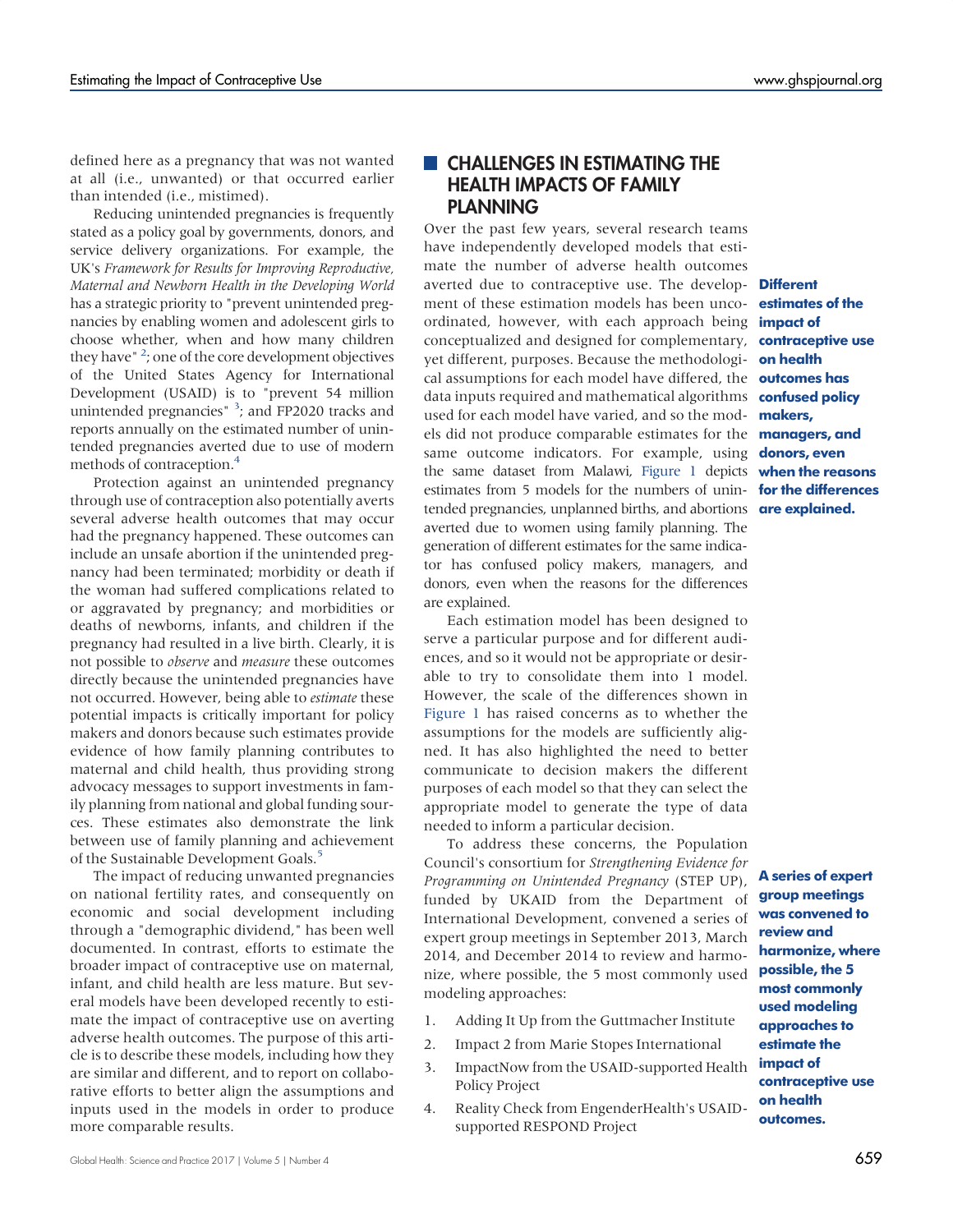defined here as a pregnancy that was not wanted at all (i.e., unwanted) or that occurred earlier than intended (i.e., mistimed).

Reducing unintended pregnancies is frequently stated as a policy goal by governments, donors, and service delivery organizations. For example, the UK's *Framework for Results for Improving Reproductive, Maternal and Newborn Health in the Developing World* has a strategic priority to "prevent unintended pregnancies by enabling women and adolescent girls to choose whether, when and how many children they have" [2]; one of the core development objectives of the United States Agency for International Development (USAID) is to "prevent 54 million unintended pregnancies" [3]; and FP2020 tracks and reports annually on the estimated number of unintended pregnancies averted due to use of modern methods of contraception.[4]

Protection against an unintended pregnancy through use of contraception also potentially averts several adverse health outcomes that may occur had the pregnancy happened. These outcomes can include an unsafe abortion if the unintended pregnancy had been terminated; morbidity or death if the woman had suffered complications related to or aggravated by pregnancy; and morbidities or deaths of newborns, infants, and children if the pregnancy had resulted in a live birth. Clearly, it is not possible to *observe* and *measure* these outcomes directly because the unintended pregnancies have not occurred. However, being able to *estimate* these potential impacts is critically important for policy makers and donors because such estimates provide evidence of how family planning contributes to maternal and child health, thus providing strong advocacy messages to support investments in family planning from national and global funding sources. These estimates also demonstrate the link between use of family planning and achievement of the Sustainable Development Goals.[5]

The impact of reducing unwanted pregnancies on national fertility rates, and consequently on economic and social development including through a "demographic dividend," has been well documented. In contrast, efforts to estimate the broader impact of contraceptive use on maternal, infant, and child health are less mature. But several models have been developed recently to estimate the impact of contraceptive use on averting adverse health outcomes. The purpose of this article is to describe these models, including how they are similar and different, and to report on collaborative efforts to better align the assumptions and inputs used in the models in order to produce more comparable results.

## CHALLENGES IN ESTIMATING THE HEALTH IMPACTS OF FAMILY PLANNING

Over the past few years, several research teams have independently developed models that estimate the number of adverse health outcomes averted due to contraceptive use. The development of these estimation models has been uncoordinated, however, with each approach being conceptualized and designed for complementary, yet different, purposes. Because the methodological assumptions for each model have differed, the data inputs required and mathematical algorithms used for each model have varied, and so the models did not produce comparable estimates for the same outcome indicators. For example, using the same dataset from Malawi, Figure 1 depicts estimates from 5 models for the numbers of unintended pregnancies, unplanned births, and abortions averted due to women using family planning. The generation of different estimates for the same indicator has confused policy makers, managers, and donors, even when the reasons for the differences are explained.

**Different estimates of the impact of contraceptive use on health outcomes has confused policy makers, managers, and donors, even when the reasons for the differences are explained.**

Each estimation model has been designed to serve a particular purpose and for different audiences, and so it would not be appropriate or desirable to try to consolidate them into 1 model. However, the scale of the differences shown in Figure 1 has raised concerns as to whether the assumptions for the models are sufficiently aligned. It has also highlighted the need to better communicate to decision makers the different purposes of each model so that they can select the appropriate model to generate the type of data needed to inform a particular decision.

To address these concerns, the Population Council's consortium for *Strengthening Evidence for Programming on Unintended Pregnancy* (STEP UP), funded by UKAID from the Department of International Development, convened a series of expert group meetings in September 2013, March 2014, and December 2014 to review and harmonize, where possible, the 5 most commonly used modeling approaches:

**A series of expert group meetings was convened to review and harmonize, where possible, the 5 most commonly used modeling approaches to estimate the impact of contraceptive use on health outcomes.**

1. Adding It Up from the Guttmacher Institute
2. Impact 2 from Marie Stopes International
3. ImpactNow from the USAID-supported Health Policy Project
4. Reality Check from EngenderHealth's USAID-supported RESPOND Project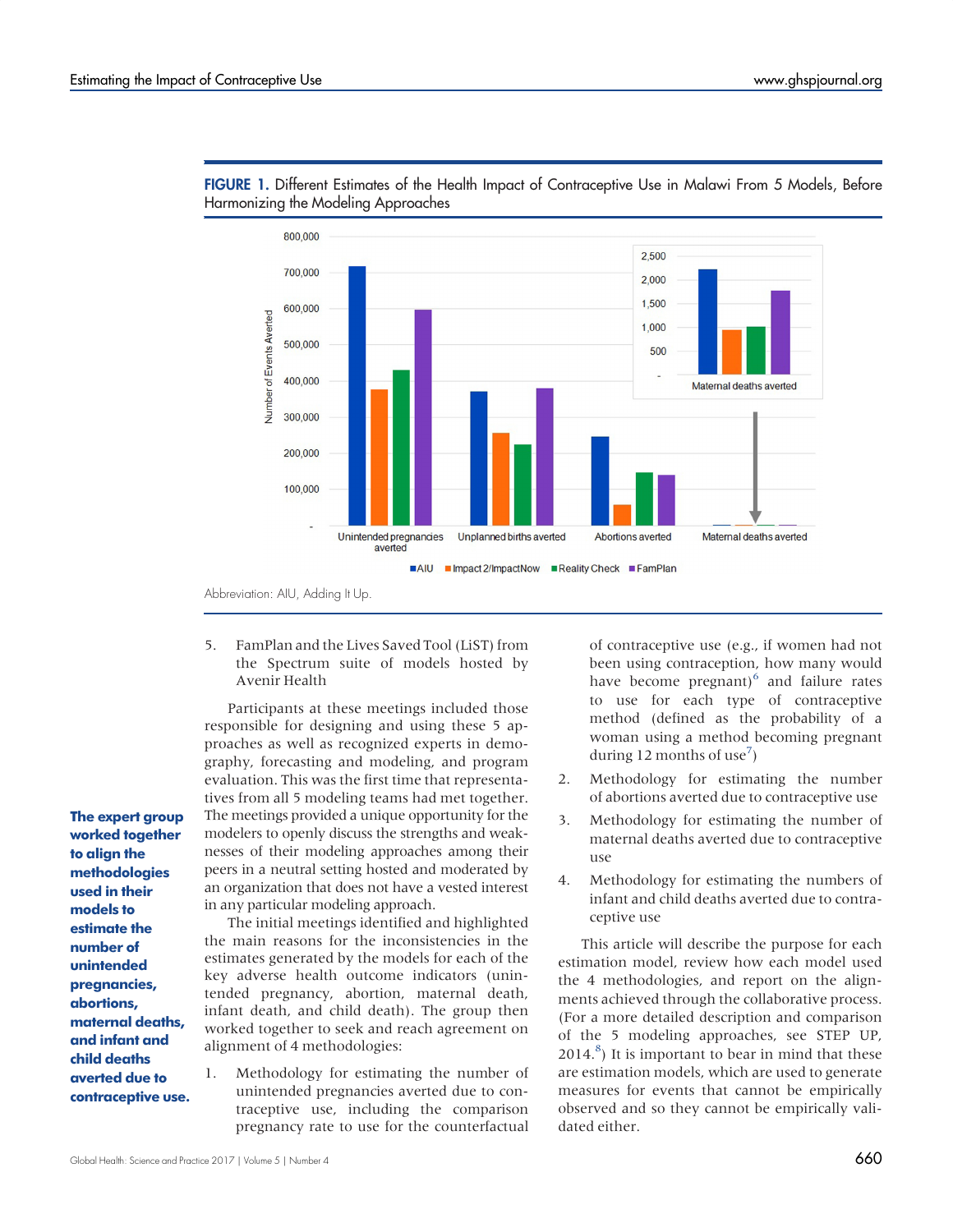**FIGURE 1.** Different Estimates of the Health Impact of Contraceptive Use in Malawi From 5 Models, Before Harmonizing the Modeling Approaches

Abbreviation: AIU, Adding It Up.

5. FamPlan and the Lives Saved Tool (LiST) from the Spectrum suite of models hosted by Avenir Health

Participants at these meetings included those responsible for designing and using these 5 approaches as well as recognized experts in demography, forecasting and modeling, and program evaluation. This was the first time that representatives from all 5 modeling teams had met together. The meetings provided a unique opportunity for the modelers to openly discuss the strengths and weaknesses of their modeling approaches among their peers in a neutral setting hosted and moderated by an organization that does not have a vested interest in any particular modeling approach.

**The expert group worked together to align the methodologies used in their models to estimate the number of unintended pregnancies, abortions, maternal deaths, and infant and child deaths averted due to contraceptive use.**

The initial meetings identified and highlighted the main reasons for the inconsistencies in the estimates generated by the models for each of the key adverse health outcome indicators (unintended pregnancy, abortion, maternal death, infant death, and child death). The group then worked together to seek and reach agreement on alignment of 4 methodologies:

1. Methodology for estimating the number of unintended pregnancies averted due to contraceptive use, including the comparison pregnancy rate to use for the counterfactual of contraceptive use (e.g., if women had not been using contraception, how many would have become pregnant)[6] and failure rates to use for each type of contraceptive method (defined as the probability of a woman using a method becoming pregnant during 12 months of use[7])
2. Methodology for estimating the number of abortions averted due to contraceptive use
3. Methodology for estimating the number of maternal deaths averted due to contraceptive use
4. Methodology for estimating the numbers of infant and child deaths averted due to contraceptive use

This article will describe the purpose for each estimation model, review how each model used the 4 methodologies, and report on the alignments achieved through the collaborative process. (For a more detailed description and comparison of the 5 modeling approaches, see STEP UP, 2014.[8]) It is important to bear in mind that these are estimation models, which are used to generate measures for events that cannot be empirically observed and so they cannot be empirically validated either.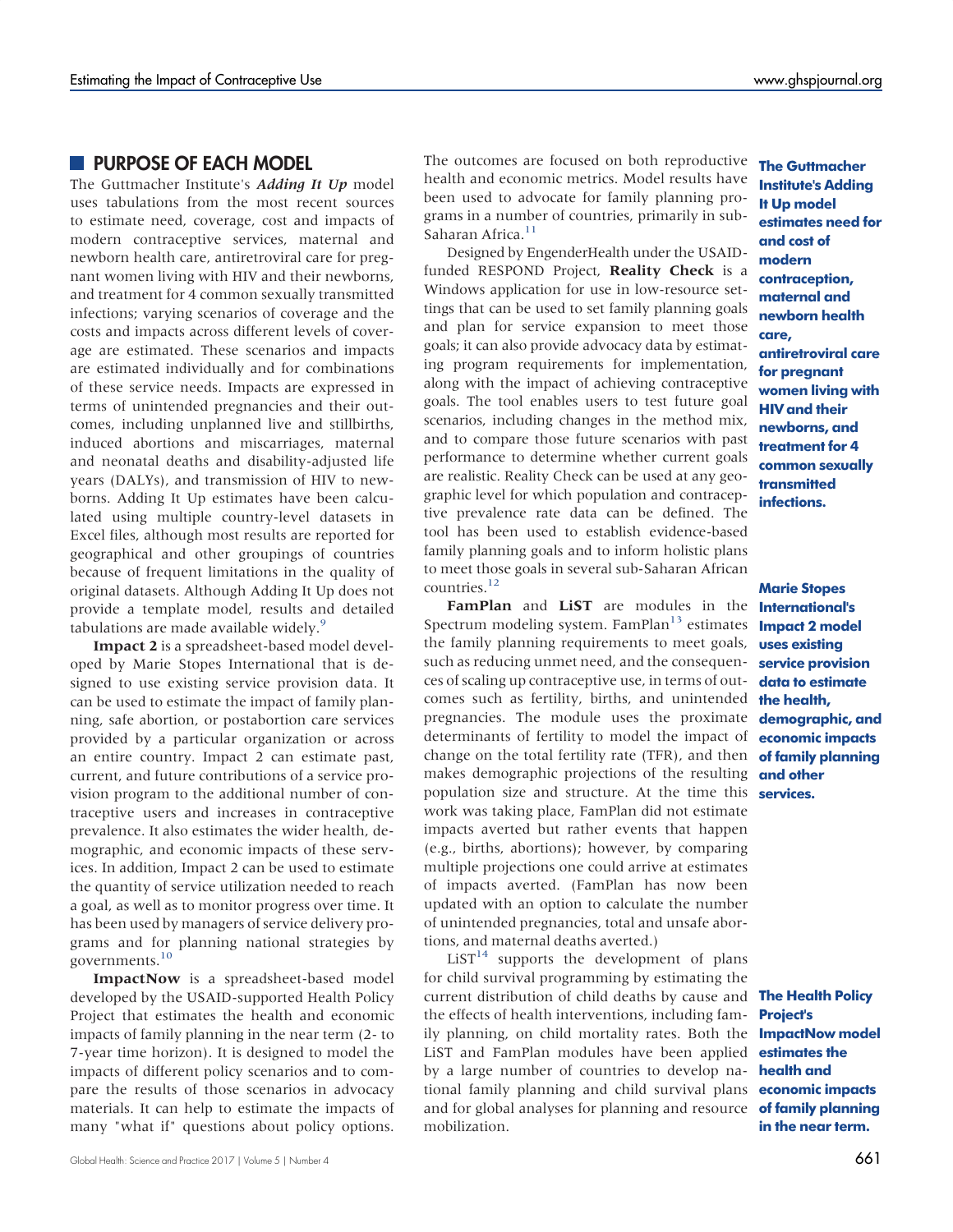## PURPOSE OF EACH MODEL

The Guttmacher Institute's ***Adding It Up*** model uses tabulations from the most recent sources to estimate need, coverage, cost and impacts of modern contraceptive services, maternal and newborn health care, antiretroviral care for pregnant women living with HIV and their newborns, and treatment for 4 common sexually transmitted infections; varying scenarios of coverage and the costs and impacts across different levels of coverage are estimated. These scenarios and impacts are estimated individually and for combinations of these service needs. Impacts are expressed in terms of unintended pregnancies and their outcomes, including unplanned live and stillbirths, induced abortions and miscarriages, maternal and neonatal deaths and disability-adjusted life years (DALYs), and transmission of HIV to newborns. Adding It Up estimates have been calculated using multiple country-level datasets in Excel files, although most results are reported for geographical and other groupings of countries because of frequent limitations in the quality of original datasets. Although Adding It Up does not provide a template model, results and detailed tabulations are made available widely.[9]

**The Guttmacher Institute's Adding It Up model estimates need for and cost of modern contraception, maternal and newborn health care, antiretroviral care for pregnant women living with HIV and their newborns, and treatment for 4 common sexually transmitted infections.**

**Impact 2** is a spreadsheet-based model developed by Marie Stopes International that is designed to use existing service provision data. It can be used to estimate the impact of family planning, safe abortion, or postabortion care services provided by a particular organization or across an entire country. Impact 2 can estimate past, current, and future contributions of a service provision program to the additional number of contraceptive users and increases in contraceptive prevalence. It also estimates the wider health, demographic, and economic impacts of these services. In addition, Impact 2 can be used to estimate the quantity of service utilization needed to reach a goal, as well as to monitor progress over time. It has been used by managers of service delivery programs and for planning national strategies by governments.[10]

**ImpactNow** is a spreadsheet-based model developed by the USAID-supported Health Policy Project that estimates the health and economic impacts of family planning in the near term (2- to 7-year time horizon). It is designed to model the impacts of different policy scenarios and to compare the results of those scenarios in advocacy materials. It can help to estimate the impacts of many "what if" questions about policy options. The outcomes are focused on both reproductive health and economic metrics. Model results have been used to advocate for family planning programs in a number of countries, primarily in sub-Saharan Africa.[11]

Designed by EngenderHealth under the USAID-funded RESPOND Project, **Reality Check** is a Windows application for use in low-resource settings that can be used to set family planning goals and plan for service expansion to meet those goals; it can also provide advocacy data by estimating program requirements for implementation, along with the impact of achieving contraceptive goals. The tool enables users to test future goal scenarios, including changes in the method mix, and to compare those future scenarios with past performance to determine whether current goals are realistic. Reality Check can be used at any geographic level for which population and contraceptive prevalence rate data can be defined. The tool has been used to establish evidence-based family planning goals and to inform holistic plans to meet those goals in several sub-Saharan African countries.[12]

**Marie Stopes International's Impact 2 model uses existing service provision data to estimate the health, demographic, and economic impacts of family planning and other services.**

**FamPlan** and **LiST** are modules in the Spectrum modeling system. FamPlan[13] estimates the family planning requirements to meet goals, such as reducing unmet need, and the consequences of scaling up contraceptive use, in terms of outcomes such as fertility, births, and unintended pregnancies. The module uses the proximate determinants of fertility to model the impact of change on the total fertility rate (TFR), and then makes demographic projections of the resulting population size and structure. At the time this work was taking place, FamPlan did not estimate impacts averted but rather events that happen (e.g., births, abortions); however, by comparing multiple projections one could arrive at estimates of impacts averted. (FamPlan has now been updated with an option to calculate the number of unintended pregnancies, total and unsafe abortions, and maternal deaths averted.)

LiST[14] supports the development of plans for child survival programming by estimating the current distribution of child deaths by cause and the effects of health interventions, including family planning, on child mortality rates. Both the LiST and FamPlan modules have been applied by a large number of countries to develop national family planning and child survival plans and for global analyses for planning and resource mobilization.

**The Health Policy Project's ImpactNow model estimates the health and economic impacts of family planning in the near term.**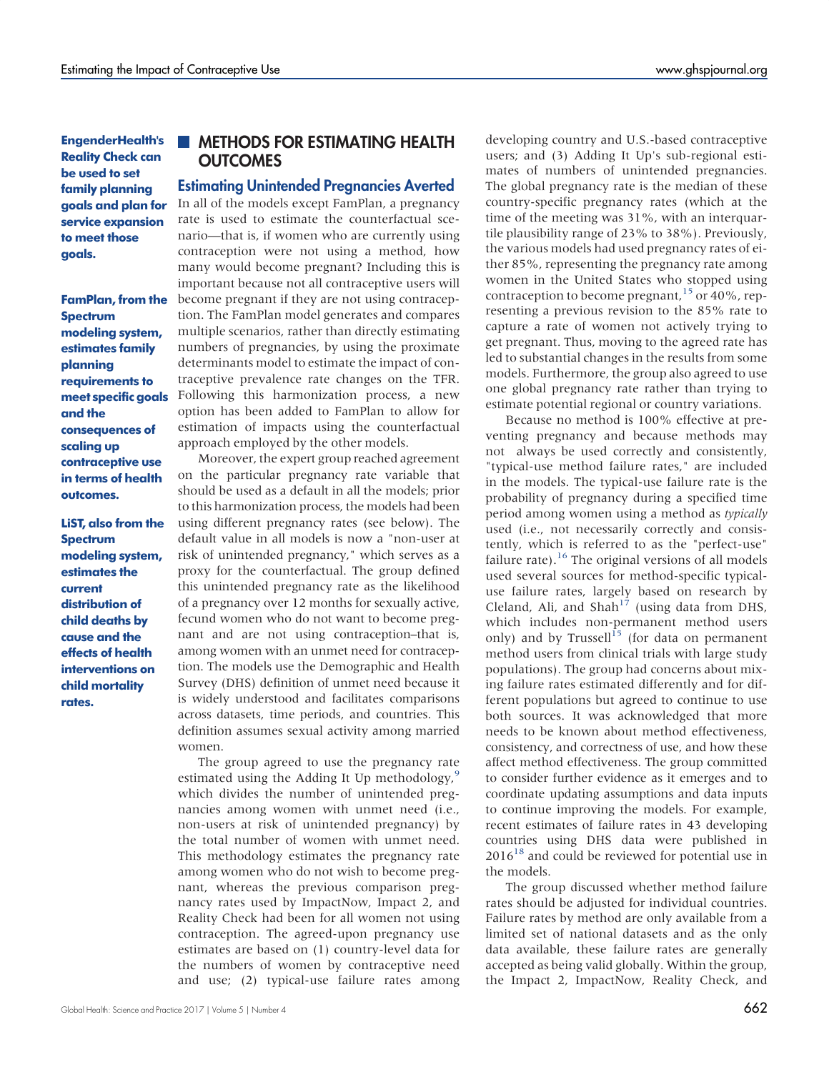**EngenderHealth's Reality Check can be used to set family planning goals and plan for service expansion to meet those goals.**

**FamPlan, from the Spectrum modeling system, estimates family planning requirements to meet specific goals and the consequences of scaling up contraceptive use in terms of health outcomes.**

**LiST, also from the Spectrum modeling system, estimates the current distribution of child deaths by cause and the effects of health interventions on child mortality rates.**

## METHODS FOR ESTIMATING HEALTH OUTCOMES

### Estimating Unintended Pregnancies Averted

In all of the models except FamPlan, a pregnancy rate is used to estimate the counterfactual scenario—that is, if women who are currently using contraception were not using a method, how many would become pregnant? Including this is important because not all contraceptive users will become pregnant if they are not using contraception. The FamPlan model generates and compares multiple scenarios, rather than directly estimating numbers of pregnancies, by using the proximate determinants model to estimate the impact of contraceptive prevalence rate changes on the TFR. Following this harmonization process, a new option has been added to FamPlan to allow for estimation of impacts using the counterfactual approach employed by the other models.

Moreover, the expert group reached agreement on the particular pregnancy rate variable that should be used as a default in all the models; prior to this harmonization process, the models had been using different pregnancy rates (see below). The default value in all models is now a "non-user at risk of unintended pregnancy," which serves as a proxy for the counterfactual. The group defined this unintended pregnancy rate as the likelihood of a pregnancy over 12 months for sexually active, fecund women who do not want to become pregnant and are not using contraception–that is, among women with an unmet need for contraception. The models use the Demographic and Health Survey (DHS) definition of unmet need because it is widely understood and facilitates comparisons across datasets, time periods, and countries. This definition assumes sexual activity among married women.

The group agreed to use the pregnancy rate estimated using the Adding It Up methodology,[9] which divides the number of unintended pregnancies among women with unmet need (i.e., non-users at risk of unintended pregnancy) by the total number of women with unmet need. This methodology estimates the pregnancy rate among women who do not wish to become pregnant, whereas the previous comparison pregnancy rates used by ImpactNow, Impact 2, and Reality Check had been for all women not using contraception. The agreed-upon pregnancy use estimates are based on (1) country-level data for the numbers of women by contraceptive need and use; (2) typical-use failure rates among developing country and U.S.-based contraceptive users; and (3) Adding It Up's sub-regional estimates of numbers of unintended pregnancies. The global pregnancy rate is the median of these country-specific pregnancy rates (which at the time of the meeting was 31%, with an interquartile plausibility range of 23% to 38%). Previously, the various models had used pregnancy rates of either 85%, representing the pregnancy rate among women in the United States who stopped using contraception to become pregnant,[15] or 40%, representing a previous revision to the 85% rate to capture a rate of women not actively trying to get pregnant. Thus, moving to the agreed rate has led to substantial changes in the results from some models. Furthermore, the group also agreed to use one global pregnancy rate rather than trying to estimate potential regional or country variations.

Because no method is 100% effective at preventing pregnancy and because methods may not always be used correctly and consistently, "typical-use method failure rates," are included in the models. The typical-use failure rate is the probability of pregnancy during a specified time period among women using a method as *typically* used (i.e., not necessarily correctly and consistently, which is referred to as the "perfect-use" failure rate).[16] The original versions of all models used several sources for method-specific typical-use failure rates, largely based on research by Cleland, Ali, and Shah[17] (using data from DHS, which includes non-permanent method users only) and by Trussell[15] (for data on permanent method users from clinical trials with large study populations). The group had concerns about mixing failure rates estimated differently and for different populations but agreed to continue to use both sources. It was acknowledged that more needs to be known about method effectiveness, consistency, and correctness of use, and how these affect method effectiveness. The group committed to consider further evidence as it emerges and to coordinate updating assumptions and data inputs to continue improving the models. For example, recent estimates of failure rates in 43 developing countries using DHS data were published in 2016[18] and could be reviewed for potential use in the models.

The group discussed whether method failure rates should be adjusted for individual countries. Failure rates by method are only available from a limited set of national datasets and as the only data available, these failure rates are generally accepted as being valid globally. Within the group, the Impact 2, ImpactNow, Reality Check, and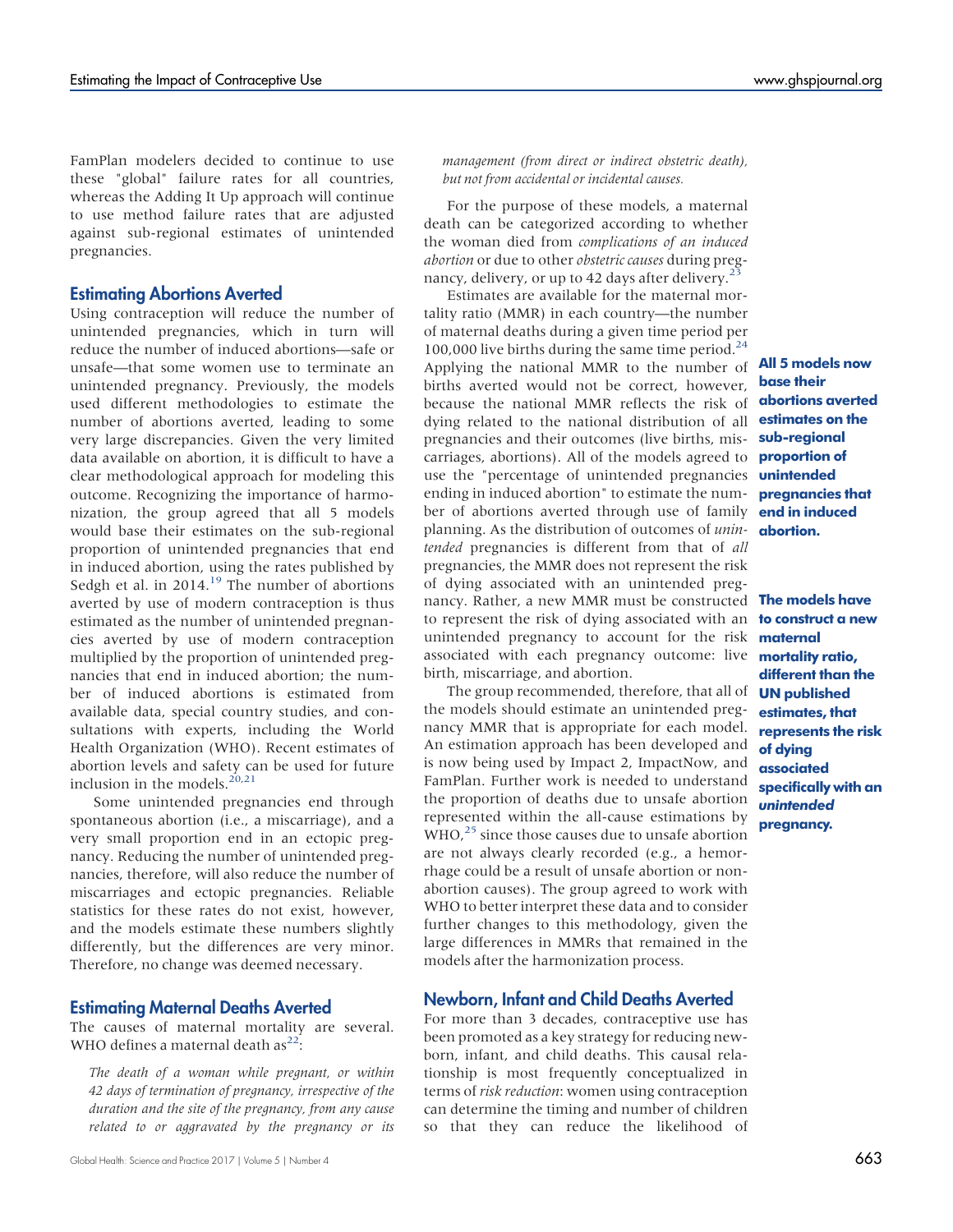FamPlan modelers decided to continue to use these "global" failure rates for all countries, whereas the Adding It Up approach will continue to use method failure rates that are adjusted against sub-regional estimates of unintended pregnancies.

## Estimating Abortions Averted

Using contraception will reduce the number of unintended pregnancies, which in turn will reduce the number of induced abortions—safe or unsafe—that some women use to terminate an unintended pregnancy. Previously, the models used different methodologies to estimate the number of abortions averted, leading to some very large discrepancies. Given the very limited data available on abortion, it is difficult to have a clear methodological approach for modeling this outcome. Recognizing the importance of harmonization, the group agreed that all 5 models would base their estimates on the sub-regional proportion of unintended pregnancies that end in induced abortion, using the rates published by Sedgh et al. in 2014.[19] The number of abortions averted by use of modern contraception is thus estimated as the number of unintended pregnancies averted by use of modern contraception multiplied by the proportion of unintended pregnancies that end in induced abortion; the number of induced abortions is estimated from available data, special country studies, and consultations with experts, including the World Health Organization (WHO). Recent estimates of abortion levels and safety can be used for future inclusion in the models.[20,21]

**All 5 models now base their abortions averted estimates on the sub-regional proportion of unintended pregnancies that end in induced abortion.**

Some unintended pregnancies end through spontaneous abortion (i.e., a miscarriage), and a very small proportion end in an ectopic pregnancy. Reducing the number of unintended pregnancies, therefore, will also reduce the number of miscarriages and ectopic pregnancies. Reliable statistics for these rates do not exist, however, and the models estimate these numbers slightly differently, but the differences are very minor. Therefore, no change was deemed necessary.

## Estimating Maternal Deaths Averted

The causes of maternal mortality are several. WHO defines a maternal death as[22]:

> *The death of a woman while pregnant, or within 42 days of termination of pregnancy, irrespective of the duration and the site of the pregnancy, from any cause related to or aggravated by the pregnancy or its management (from direct or indirect obstetric death), but not from accidental or incidental causes.*

For the purpose of these models, a maternal death can be categorized according to whether the woman died from *complications of an induced abortion* or due to other *obstetric causes* during pregnancy, delivery, or up to 42 days after delivery.[23]

Estimates are available for the maternal mortality ratio (MMR) in each country—the number of maternal deaths during a given time period per 100,000 live births during the same time period.[24] Applying the national MMR to the number of births averted would not be correct, however, because the national MMR reflects the risk of dying related to the national distribution of all pregnancies and their outcomes (live births, miscarriages, abortions). All of the models agreed to use the "percentage of unintended pregnancies ending in induced abortion" to estimate the number of abortions averted through use of family planning. As the distribution of outcomes of *unintended* pregnancies is different from that of *all* pregnancies, the MMR does not represent the risk of dying associated with an unintended pregnancy. Rather, a new MMR must be constructed to represent the risk of dying associated with an unintended pregnancy to account for the risk associated with each pregnancy outcome: live birth, miscarriage, and abortion.

**The models have to construct a new maternal mortality ratio, different than the UN published estimates, that represents the risk of dying associated specifically with an *unintended* pregnancy.**

The group recommended, therefore, that all of the models should estimate an unintended pregnancy MMR that is appropriate for each model. An estimation approach has been developed and is now being used by Impact 2, ImpactNow, and FamPlan. Further work is needed to understand the proportion of deaths due to unsafe abortion represented within the all-cause estimations by WHO,[25] since those causes due to unsafe abortion are not always clearly recorded (e.g., a hemorrhage could be a result of unsafe abortion or non-abortion causes). The group agreed to work with WHO to better interpret these data and to consider further changes to this methodology, given the large differences in MMRs that remained in the models after the harmonization process.

## Newborn, Infant and Child Deaths Averted

For more than 3 decades, contraceptive use has been promoted as a key strategy for reducing newborn, infant, and child deaths. This causal relationship is most frequently conceptualized in terms of *risk reduction*: women using contraception can determine the timing and number of children so that they can reduce the likelihood of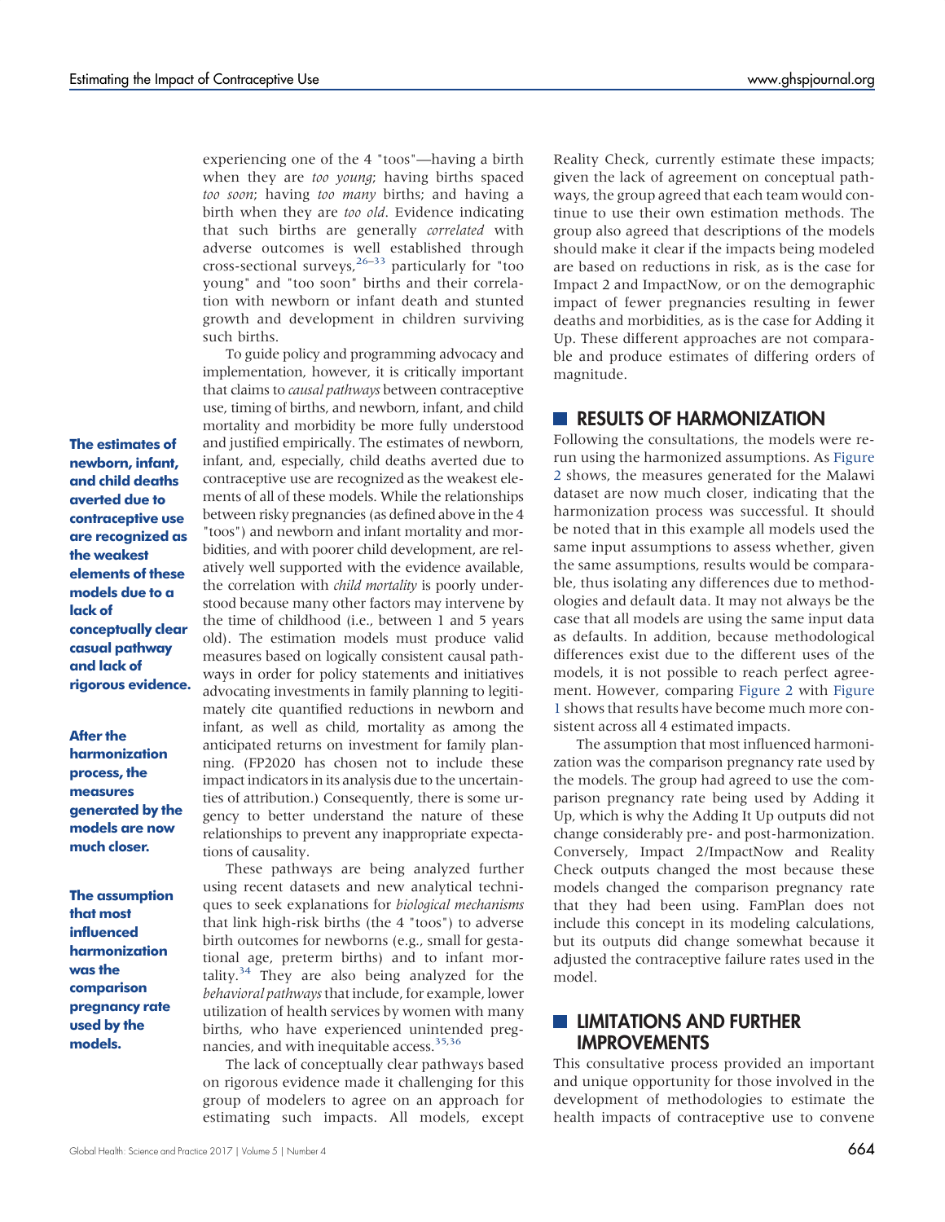experiencing one of the 4 "toos"—having a birth when they are *too young*; having births spaced *too soon*; having *too many* births; and having a birth when they are *too old*. Evidence indicating that such births are generally *correlated* with adverse outcomes is well established through cross-sectional surveys,[26–33] particularly for "too young" and "too soon" births and their correlation with newborn or infant death and stunted growth and development in children surviving such births.

To guide policy and programming advocacy and implementation, however, it is critically important that claims to *causal pathways* between contraceptive use, timing of births, and newborn, infant, and child mortality and morbidity be more fully understood and justified empirically. The estimates of newborn, infant, and, especially, child deaths averted due to contraceptive use are recognized as the weakest elements of all of these models. While the relationships between risky pregnancies (as defined above in the 4 "toos") and newborn and infant mortality and morbidities, and with poorer child development, are relatively well supported with the evidence available, the correlation with *child mortality* is poorly understood because many other factors may intervene by the time of childhood (i.e., between 1 and 5 years old). The estimation models must produce valid measures based on logically consistent causal pathways in order for policy statements and initiatives advocating investments in family planning to legitimately cite quantified reductions in newborn and infant, as well as child, mortality as among the anticipated returns on investment for family planning. (FP2020 has chosen not to include these impact indicators in its analysis due to the uncertainties of attribution.) Consequently, there is some urgency to better understand the nature of these relationships to prevent any inappropriate expectations of causality.

**The estimates of newborn, infant, and child deaths averted due to contraceptive use are recognized as the weakest elements of these models due to a lack of conceptually clear casual pathway and lack of rigorous evidence.**

These pathways are being analyzed further using recent datasets and new analytical techniques to seek explanations for *biological mechanisms* that link high-risk births (the 4 "toos") to adverse birth outcomes for newborns (e.g., small for gestational age, preterm births) and to infant mortality.[34] They are also being analyzed for the *behavioral pathways* that include, for example, lower utilization of health services by women with many births, who have experienced unintended pregnancies, and with inequitable access.[35,36]

The lack of conceptually clear pathways based on rigorous evidence made it challenging for this group of modelers to agree on an approach for estimating such impacts. All models, except Reality Check, currently estimate these impacts; given the lack of agreement on conceptual pathways, the group agreed that each team would continue to use their own estimation methods. The group also agreed that descriptions of the models should make it clear if the impacts being modeled are based on reductions in risk, as is the case for Impact 2 and ImpactNow, or on the demographic impact of fewer pregnancies resulting in fewer deaths and morbidities, as is the case for Adding it Up. These different approaches are not comparable and produce estimates of differing orders of magnitude.

## RESULTS OF HARMONIZATION

**After the harmonization process, the measures generated by the models are now much closer.**

Following the consultations, the models were rerun using the harmonized assumptions. As Figure 2 shows, the measures generated for the Malawi dataset are now much closer, indicating that the harmonization process was successful. It should be noted that in this example all models used the same input assumptions to assess whether, given the same assumptions, results would be comparable, thus isolating any differences due to methodologies and default data. It may not always be the case that all models are using the same input data as defaults. In addition, because methodological differences exist due to the different uses of the models, it is not possible to reach perfect agreement. However, comparing Figure 2 with Figure 1 shows that results have become much more consistent across all 4 estimated impacts.

**The assumption that most influenced harmonization was the comparison pregnancy rate used by the models.**

The assumption that most influenced harmonization was the comparison pregnancy rate used by the models. The group had agreed to use the comparison pregnancy rate being used by Adding it Up, which is why the Adding It Up outputs did not change considerably pre- and post-harmonization. Conversely, Impact 2/ImpactNow and Reality Check outputs changed the most because these models changed the comparison pregnancy rate that they had been using. FamPlan does not include this concept in its modeling calculations, but its outputs did change somewhat because it adjusted the contraceptive failure rates used in the model.

## LIMITATIONS AND FURTHER IMPROVEMENTS

This consultative process provided an important and unique opportunity for those involved in the development of methodologies to estimate the health impacts of contraceptive use to convene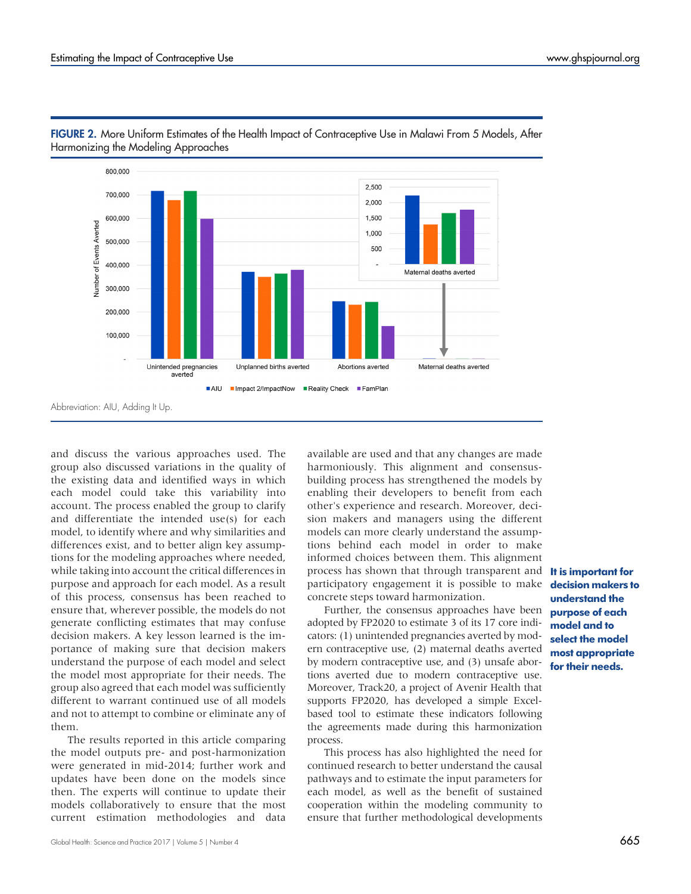**FIGURE 2.** More Uniform Estimates of the Health Impact of Contraceptive Use in Malawi From 5 Models, After Harmonizing the Modeling Approaches

Abbreviation: AIU, Adding It Up.

and discuss the various approaches used. The group also discussed variations in the quality of the existing data and identified ways in which each model could take this variability into account. The process enabled the group to clarify and differentiate the intended use(s) for each model, to identify where and why similarities and differences exist, and to better align key assumptions for the modeling approaches where needed, while taking into account the critical differences in purpose and approach for each model. As a result of this process, consensus has been reached to ensure that, wherever possible, the models do not generate conflicting estimates that may confuse decision makers. A key lesson learned is the importance of making sure that decision makers understand the purpose of each model and select the model most appropriate for their needs. The group also agreed that each model was sufficiently different to warrant continued use of all models and not to attempt to combine or eliminate any of them.

The results reported in this article comparing the model outputs pre- and post-harmonization were generated in mid-2014; further work and updates have been done on the models since then. The experts will continue to update their models collaboratively to ensure that the most current estimation methodologies and data available are used and that any changes are made harmoniously. This alignment and consensus-building process has strengthened the models by enabling their developers to benefit from each other's experience and research. Moreover, decision makers and managers using the different models can more clearly understand the assumptions behind each model in order to make informed choices between them. This alignment process has shown that through transparent and participatory engagement it is possible to make concrete steps toward harmonization.

**It is important for decision makers to understand the purpose of each model and to select the model most appropriate for their needs.**

Further, the consensus approaches have been adopted by FP2020 to estimate 3 of its 17 core indicators: (1) unintended pregnancies averted by modern contraceptive use, (2) maternal deaths averted by modern contraceptive use, and (3) unsafe abortions averted due to modern contraceptive use. Moreover, Track20, a project of Avenir Health that supports FP2020, has developed a simple Excel-based tool to estimate these indicators following the agreements made during this harmonization process.

This process has also highlighted the need for continued research to better understand the causal pathways and to estimate the input parameters for each model, as well as the benefit of sustained cooperation within the modeling community to ensure that further methodological developments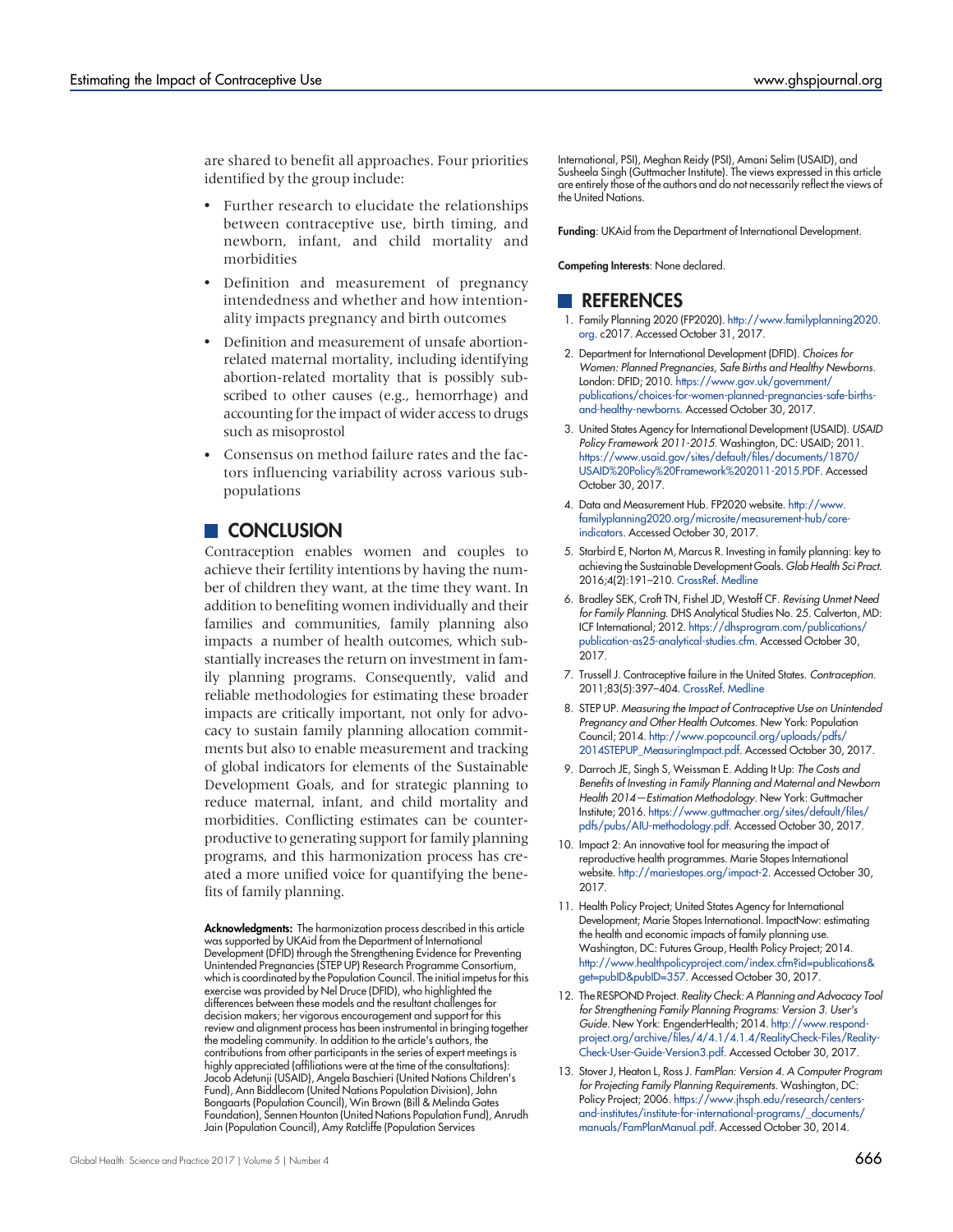are shared to benefit all approaches. Four priorities identified by the group include:

- Further research to elucidate the relationships between contraceptive use, birth timing, and newborn, infant, and child mortality and morbidities
- Definition and measurement of pregnancy intendedness and whether and how intentionality impacts pregnancy and birth outcomes
- Definition and measurement of unsafe abortion-related maternal mortality, including identifying abortion-related mortality that is possibly subscribed to other causes (e.g., hemorrhage) and accounting for the impact of wider access to drugs such as misoprostol
- Consensus on method failure rates and the factors influencing variability across various subpopulations

## CONCLUSION

Contraception enables women and couples to achieve their fertility intentions by having the number of children they want, at the time they want. In addition to benefiting women individually and their families and communities, family planning also impacts a number of health outcomes, which substantially increases the return on investment in family planning programs. Consequently, valid and reliable methodologies for estimating these broader impacts are critically important, not only for advocacy to sustain family planning allocation commitments but also to enable measurement and tracking of global indicators for elements of the Sustainable Development Goals, and for strategic planning to reduce maternal, infant, and child mortality and morbidities. Conflicting estimates can be counterproductive to generating support for family planning programs, and this harmonization process has created a more unified voice for quantifying the benefits of family planning.

**Acknowledgments:** The harmonization process described in this article was supported by UKAid from the Department of International Development (DFID) through the Strengthening Evidence for Preventing Unintended Pregnancies (STEP UP) Research Programme Consortium, which is coordinated by the Population Council. The initial impetus for this exercise was provided by Nel Druce (DFID), who highlighted the differences between these models and the resultant challenges for decision makers; her vigorous encouragement and support for this review and alignment process has been instrumental in bringing together the modeling community. In addition to the article's authors, the contributions from other participants in the series of expert meetings is highly appreciated (affiliations were at the time of the consultations): Jacob Adetunji (USAID), Angela Baschieri (United Nations Children's Fund), Ann Biddlecom (United Nations Population Division), John Bongaarts (Population Council), Win Brown (Bill & Melinda Gates Foundation), Sennen Hounton (United Nations Population Fund), Anrudh Jain (Population Council), Amy Ratcliffe (Population Services International, PSI), Meghan Reidy (PSI), Amani Selim (USAID), and Susheela Singh (Guttmacher Institute). The views expressed in this article are entirely those of the authors and do not necessarily reflect the views of the United Nations.

**Funding**: UKAid from the Department of International Development.

**Competing Interests**: None declared.

## REFERENCES

1. Family Planning 2020 (FP2020). http://www.familyplanning2020.org. c2017. Accessed October 31, 2017.
2. Department for International Development (DFID). *Choices for Women: Planned Pregnancies, Safe Births and Healthy Newborns*. London: DFID; 2010. https://www.gov.uk/government/publications/choices-for-women-planned-pregnancies-safe-births-and-healthy-newborns. Accessed October 30, 2017.
3. United States Agency for International Development (USAID). *USAID Policy Framework 2011-2015*. Washington, DC: USAID; 2011. https://www.usaid.gov/sites/default/files/documents/1870/USAID%20Policy%20Framework%202011-2015.PDF. Accessed October 30, 2017.
4. Data and Measurement Hub. FP2020 website. http://www.familyplanning2020.org/microsite/measurement-hub/core-indicators. Accessed October 30, 2017.
5. Starbird E, Norton M, Marcus R. Investing in family planning: key to achieving the Sustainable Development Goals. *Glob Health Sci Pract.* 2016;4(2):191–210. CrossRef. Medline
6. Bradley SEK, Croft TN, Fishel JD, Westoff CF. *Revising Unmet Need for Family Planning.* DHS Analytical Studies No. 25. Calverton, MD: ICF International; 2012. https://dhsprogram.com/publications/publication-as25-analytical-studies.cfm. Accessed October 30, 2017.
7. Trussell J. Contraceptive failure in the United States. *Contraception*. 2011;83(5):397–404. CrossRef. Medline
8. STEP UP. *Measuring the Impact of Contraceptive Use on Unintended Pregnancy and Other Health Outcomes.* New York: Population Council; 2014. http://www.popcouncil.org/uploads/pdfs/2014STEPUP_MeasuringImpact.pdf. Accessed October 30, 2017.
9. Darroch JE, Singh S, Weissman E. Adding It Up: *The Costs and Benefits of Investing in Family Planning and Maternal and Newborn Health 2014—Estimation Methodology.* New York: Guttmacher Institute; 2016. https://www.guttmacher.org/sites/default/files/pdfs/pubs/AIU-methodology.pdf. Accessed October 30, 2017.
10. Impact 2: An innovative tool for measuring the impact of reproductive health programmes. Marie Stopes International website. http://mariestopes.org/impact-2. Accessed October 30, 2017.
11. Health Policy Project; United States Agency for International Development; Marie Stopes International. ImpactNow: estimating the health and economic impacts of family planning use. Washington, DC: Futures Group, Health Policy Project; 2014. http://www.healthpolicyproject.com/index.cfm?id=publications&get=pubID&pubID=357. Accessed October 30, 2017.
12. The RESPOND Project. *Reality Check: A Planning and Advocacy Tool for Strengthening Family Planning Programs: Version 3. User's Guide.* New York: EngenderHealth; 2014. http://www.respond-project.org/archive/files/4/4.1/4.1.4/RealityCheck-Files/Reality-Check-User-Guide-Version3.pdf. Accessed October 30, 2017.
13. Stover J, Heaton L, Ross J. *FamPlan: Version 4. A Computer Program for Projecting Family Planning Requirements.* Washington, DC: Policy Project; 2006. https://www.jhsph.edu/research/centers-and-institutes/institute-for-international-programs/_documents/manuals/FamPlanManual.pdf. Accessed October 30, 2014.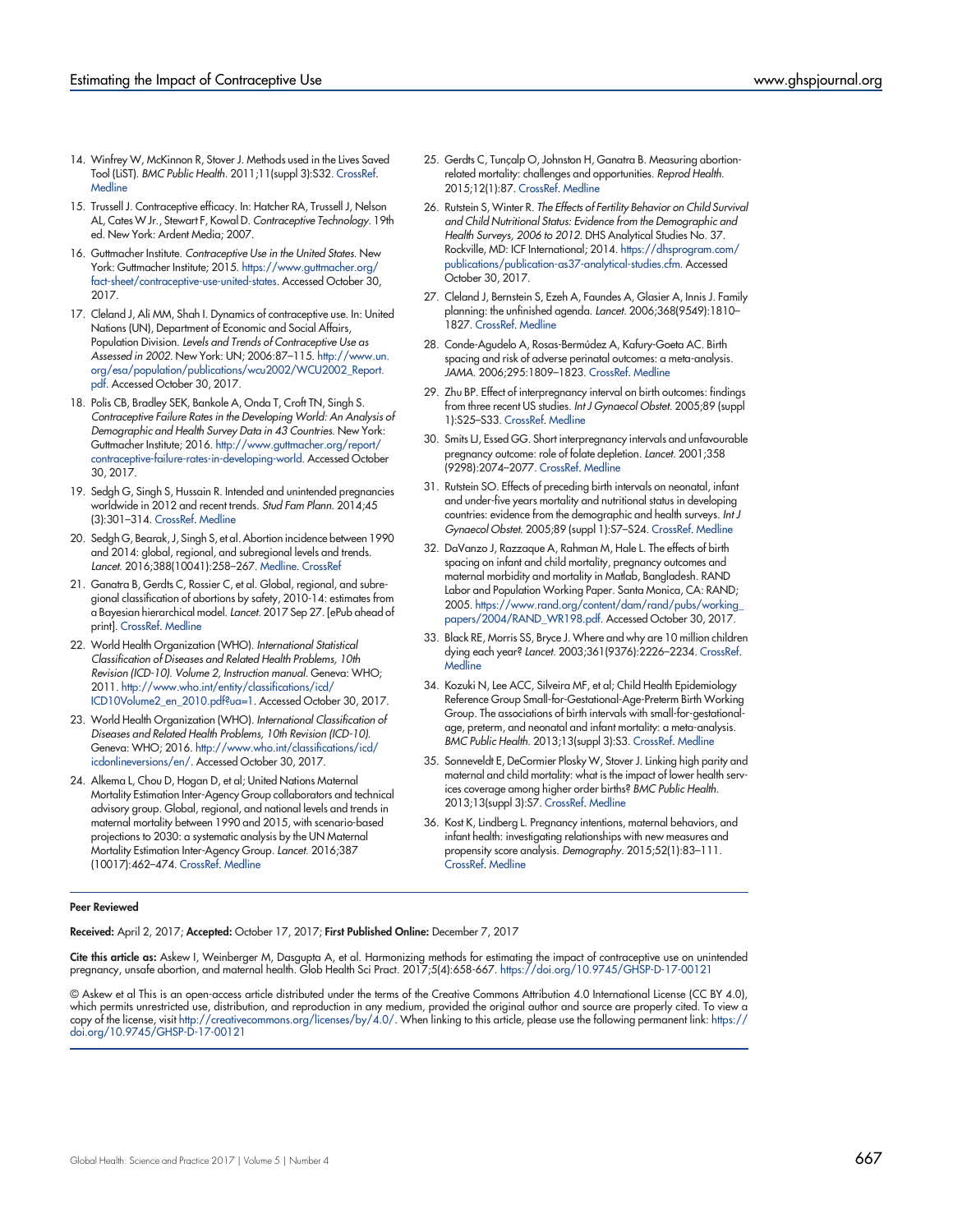14. Winfrey W, McKinnon R, Stover J. Methods used in the Lives Saved Tool (LiST). *BMC Public Health.* 2011;11(suppl 3):S32. CrossRef. Medline

15. Trussell J. Contraceptive efficacy. In: Hatcher RA, Trussell J, Nelson AL, Cates W Jr., Stewart F, Kowal D. *Contraceptive Technology.* 19th ed. New York: Ardent Media; 2007.

16. Guttmacher Institute. *Contraceptive Use in the United States.* New York: Guttmacher Institute; 2015. https://www.guttmacher.org/fact-sheet/contraceptive-use-united-states. Accessed October 30, 2017.

17. Cleland J, Ali MM, Shah I. Dynamics of contraceptive use. In: United Nations (UN), Department of Economic and Social Affairs, Population Division. *Levels and Trends of Contraceptive Use as Assessed in 2002.* New York: UN; 2006:87–115. http://www.un.org/esa/population/publications/wcu2002/WCU2002_Report.pdf. Accessed October 30, 2017.

18. Polis CB, Bradley SEK, Bankole A, Onda T, Croft TN, Singh S. *Contraceptive Failure Rates in the Developing World: An Analysis of Demographic and Health Survey Data in 43 Countries.* New York: Guttmacher Institute; 2016. http://www.guttmacher.org/report/contraceptive-failure-rates-in-developing-world. Accessed October 30, 2017.

19. Sedgh G, Singh S, Hussain R. Intended and unintended pregnancies worldwide in 2012 and recent trends. *Stud Fam Plann.* 2014;45(3):301–314. CrossRef. Medline

20. Sedgh G, Bearak, J, Singh S, et al. Abortion incidence between 1990 and 2014: global, regional, and subregional levels and trends. *Lancet.* 2016;388(10041):258–267. Medline. CrossRef

21. Ganatra B, Gerdts C, Rossier C, et al. Global, regional, and subregional classification of abortions by safety, 2010-14: estimates from a Bayesian hierarchical model. *Lancet.* 2017 Sep 27. [ePub ahead of print]. CrossRef. Medline

22. World Health Organization (WHO). *International Statistical Classification of Diseases and Related Health Problems, 10th Revision (ICD-10). Volume 2, Instruction manual.* Geneva: WHO; 2011. http://www.who.int/entity/classifications/icd/ICD10Volume2_en_2010.pdf?ua=1. Accessed October 30, 2017.

23. World Health Organization (WHO). *International Classification of Diseases and Related Health Problems, 10th Revision (ICD-10).* Geneva: WHO; 2016. http://www.who.int/classifications/icd/icdonlineversions/en/. Accessed October 30, 2017.

24. Alkema L, Chou D, Hogan D, et al; United Nations Maternal Mortality Estimation Inter-Agency Group collaborators and technical advisory group. Global, regional, and national levels and trends in maternal mortality between 1990 and 2015, with scenario-based projections to 2030: a systematic analysis by the UN Maternal Mortality Estimation Inter-Agency Group. *Lancet.* 2016;387(10017):462–474. CrossRef. Medline

25. Gerdts C, Tunçalp O, Johnston H, Ganatra B. Measuring abortion-related mortality: challenges and opportunities. *Reprod Health.* 2015;12(1):87. CrossRef. Medline

26. Rutstein S, Winter R. *The Effects of Fertility Behavior on Child Survival and Child Nutritional Status: Evidence from the Demographic and Health Surveys, 2006 to 2012.* DHS Analytical Studies No. 37. Rockville, MD: ICF International; 2014. https://dhsprogram.com/publications/publication-as37-analytical-studies.cfm. Accessed October 30, 2017.

27. Cleland J, Bernstein S, Ezeh A, Faundes A, Glasier A, Innis J. Family planning: the unfinished agenda. *Lancet.* 2006;368(9549):1810–1827. CrossRef. Medline

28. Conde-Agudelo A, Rosas-Bermúdez A, Kafury-Goeta AC. Birth spacing and risk of adverse perinatal outcomes: a meta-analysis. *JAMA.* 2006;295:1809–1823. CrossRef. Medline

29. Zhu BP. Effect of interpregnancy interval on birth outcomes: findings from three recent US studies. *Int J Gynaecol Obstet.* 2005;89 (suppl 1):S25–S33. CrossRef. Medline

30. Smits LJ, Essed GG. Short interpregnancy intervals and unfavourable pregnancy outcome: role of folate depletion. *Lancet.* 2001;358 (9298):2074–2077. CrossRef. Medline

31. Rutstein SO. Effects of preceding birth intervals on neonatal, infant and under-five years mortality and nutritional status in developing countries: evidence from the demographic and health surveys. *Int J Gynaecol Obstet.* 2005;89 (suppl 1):S7–S24. CrossRef. Medline

32. DaVanzo J, Razzaque A, Rahman M, Hale L. The effects of birth spacing on infant and child mortality, pregnancy outcomes and maternal morbidity and mortality in Matlab, Bangladesh. RAND Labor and Population Working Paper. Santa Monica, CA: RAND; 2005. https://www.rand.org/content/dam/rand/pubs/working_papers/2004/RAND_WR198.pdf. Accessed October 30, 2017.

33. Black RE, Morris SS, Bryce J. Where and why are 10 million children dying each year? *Lancet.* 2003;361(9376):2226–2234. CrossRef. Medline

34. Kozuki N, Lee ACC, Silveira MF, et al; Child Health Epidemiology Reference Group Small-for-Gestational-Age-Preterm Birth Working Group. The associations of birth intervals with small-for-gestational-age, preterm, and neonatal and infant mortality: a meta-analysis. *BMC Public Health.* 2013;13(suppl 3):S3. CrossRef. Medline

35. Sonneveldt E, DeCormier Plosky W, Stover J. Linking high parity and maternal and child mortality: what is the impact of lower health services coverage among higher order births? *BMC Public Health.* 2013;13(suppl 3):S7. CrossRef. Medline

36. Kost K, Lindberg L. Pregnancy intentions, maternal behaviors, and infant health: investigating relationships with new measures and propensity score analysis. *Demography.* 2015;52(1):83–111. CrossRef. Medline

---

**Peer Reviewed**

**Received:** April 2, 2017; **Accepted:** October 17, 2017; **First Published Online:** December 7, 2017

**Cite this article as:** Askew I, Weinberger M, Dasgupta A, et al. Harmonizing methods for estimating the impact of contraceptive use on unintended pregnancy, unsafe abortion, and maternal health. Glob Health Sci Pract. 2017;5(4):658-667. https://doi.org/10.9745/GHSP-D-17-00121

© Askew et al This is an open-access article distributed under the terms of the Creative Commons Attribution 4.0 International License (CC BY 4.0), which permits unrestricted use, distribution, and reproduction in any medium, provided the original author and source are properly cited. To view a copy of the license, visit http://creativecommons.org/licenses/by/4.0/. When linking to this article, please use the following permanent link: https://doi.org/10.9745/GHSP-D-17-00121